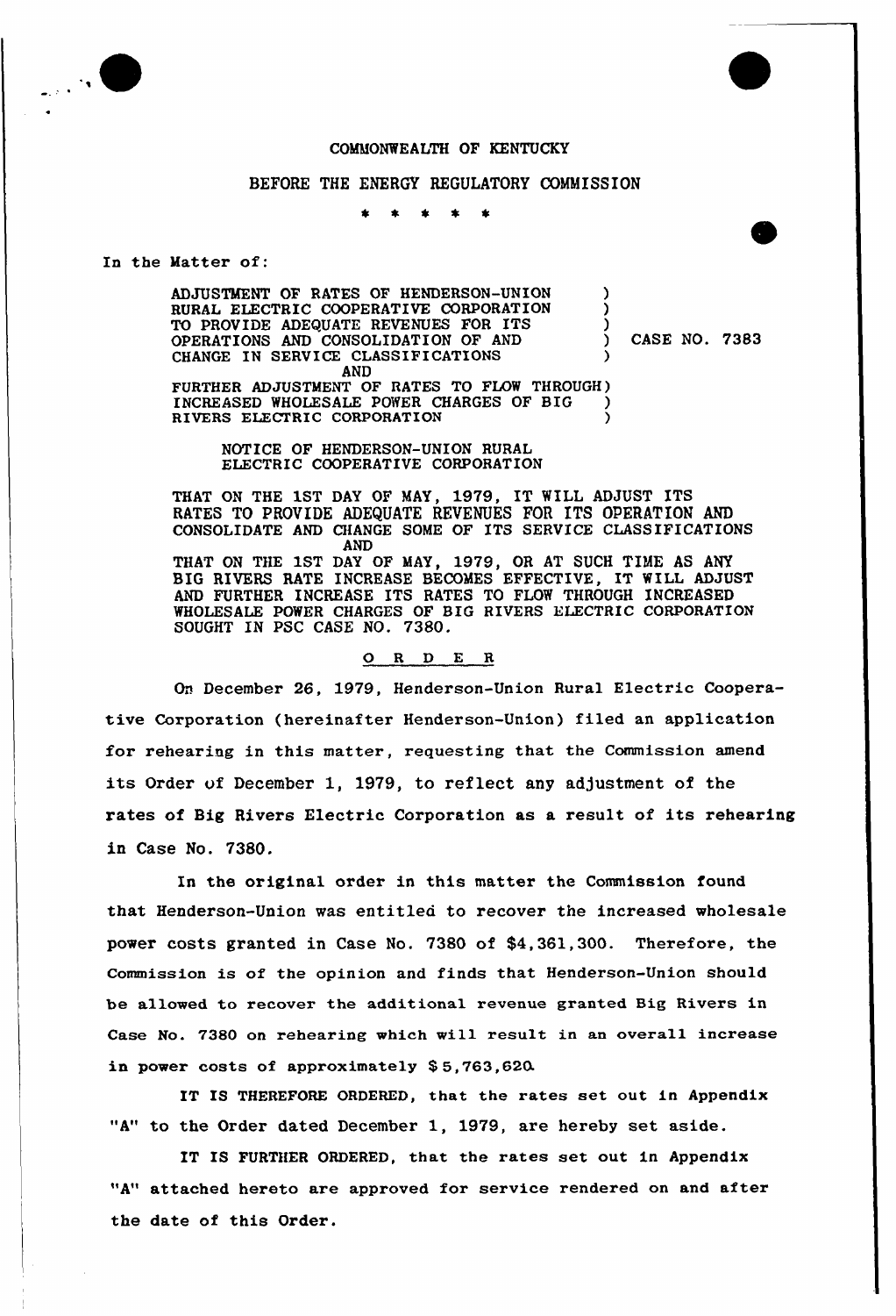COMMONWEALTH OF KENTUCKY

BEFORE THE ENERGY REGULATORY COMMISSION

\* \* \* \* \*

In the Matter of:

ADJUSTMENT OF RATES OF HENDERSON-UNION RURAL ELECTRIC COOPERATIVE CORPORATION TO PROVIDE ADEQUATE REVENUES FOR ITS OPERATIONS AND CONSOLIDATION OF AND CHANGE IN SERVICE CLASSIFICATIONS
AND
FURTHER ADJUSTMENT OF RATES TO FLOW THROUGH INCREASED WHOLESALE POWER CHARGES OF BIG RIVERS ELECTRIC CORPORATION ) CASE NO. 7383

NOTICE OF HENDERSON-UNION RURAL ELECTRIC COOPERATIVE CORPORATION

THAT ON THE 1ST DAY OF MAY, 1979, IT WILL ADJUST ITS RATES TO PROVIDE ADEQUATE REVENUES FOR ITS OPERATION AND CONSOLIDATE AND CHANGE SOME OF ITS SERVICE CLASSIFICATIONS
AND
THAT ON THE 1ST DAY OF MAY, 1979, OR AT SUCH TIME AS ANY BIG RIVERS RATE INCREASE BECOMES EFFECTIVE, IT WILL ADJUST AND FURTHER INCREASE ITS RATES TO FLOW THROUGH INCREASED WHOLESALE POWER CHARGES OF BIG RIVERS ELECTRIC CORPORATION SOUGHT IN PSC CASE NO. 7380.

## O R D E R

On December 26, 1979, Henderson-Union Rural Electric Cooperative Corporation (hereinafter Henderson-Union) filed an application for rehearing in this matter, requesting that the Commission amend its Order of December 1, 1979, to reflect any adjustment of the rates of Big Rivers Electric Corporation as a result of its rehearing in Case No. 7380.

In the original order in this matter the Commission found that Henderson-Union was entitled to recover the increased wholesale power costs granted in Case No. 7380 of $4,361,300. Therefore, the Commission is of the opinion and finds that Henderson-Union should be allowed to recover the additional revenue granted Big Rivers in Case No. 7380 on rehearing which will result in an overall increase in power costs of approximately $ 5,763,620.

IT IS THEREFORE ORDERED, that the rates set out in Appendix "A" to the Order dated December 1, 1979, are hereby set aside.

IT IS FURTHER ORDERED, that the rates set out in Appendix "A" attached hereto are approved for service rendered on and after the date of this Order.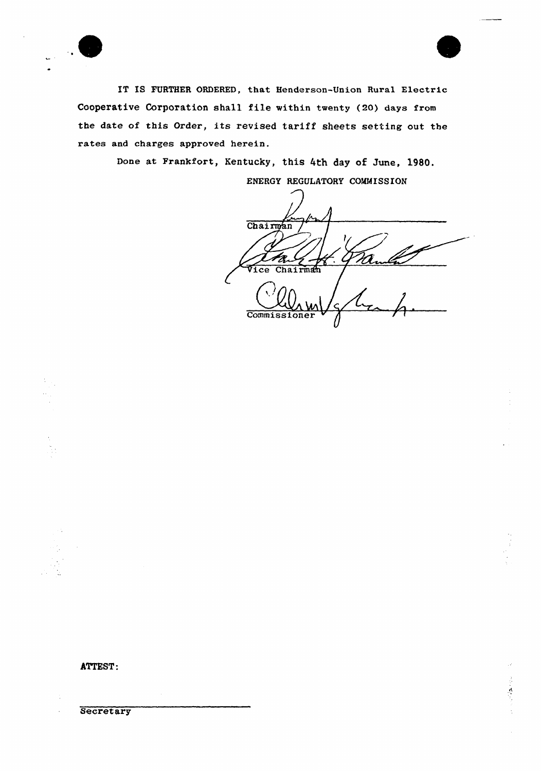IT IS FURTHER ORDERED, that Henderson-Union Rural Electric Cooperative Corporation shall file within twenty (20) days from the date of this Order, its revised tariff sheets setting out the rates and charges approved herein.

Done at Frankfort, Kentucky, this 4th day of June, 1980.

ENERGY REGULATORY COMMISSION

Chairman

Vice Chairman

Commissioner

ATTEST:

Secretary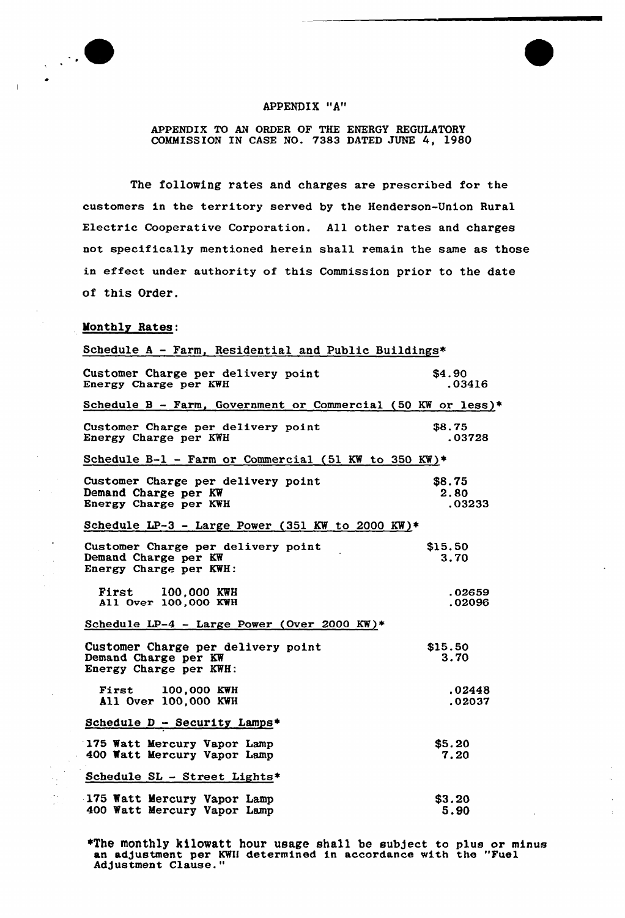APPENDIX "A"

APPENDIX TO AN ORDER OF THE ENERGY REGULATORY COMMISSION IN CASE NO. 7383 DATED JUNE 4, 1980

The following rates and charges are prescribed for the customers in the territory served by the Henderson-Union Rural Electric Cooperative Corporation. All other rates and charges not specifically mentioned herein shall remain the same as those in effect under authority of this Commission prior to the date of this Order.

Monthly Rates:

Schedule A - Farm, Residential and Public Buildings*

| | |
|---|---|
| Customer Charge per delivery point | $4.90 |
| Energy Charge per KWH | .03416 |

Schedule B - Farm, Government or Commercial (50 KW or less)*

| | |
|---|---|
| Customer Charge per delivery point | $8.75 |
| Energy Charge per KWH | .03728 |

Schedule B-1 - Farm or Commercial (51 KW to 350 KW)*

| | |
|---|---|
| Customer Charge per delivery point | $8.75 |
| Demand Charge per KW | 2.80 |
| Energy Charge per KWH | .03233 |

Schedule LP-3 - Large Power (351 KW to 2000 KW)*

| | |
|---|---|
| Customer Charge per delivery point | $15.50 |
| Demand Charge per KW | 3.70 |
| Energy Charge per KWH: | |
| First 100,000 KWH | .02659 |
| All Over 100,000 KWH | .02096 |

Schedule LP-4 - Large Power (Over 2000 KW)*

| | |
|---|---|
| Customer Charge per delivery point | $15.50 |
| Demand Charge per KW | 3.70 |
| Energy Charge per KWH: | |
| First 100,000 KWH | .02448 |
| All Over 100,000 KWH | .02037 |

Schedule D - Security Lamps*

| | |
|---|---|
| 175 Watt Mercury Vapor Lamp | $5.20 |
| 400 Watt Mercury Vapor Lamp | 7.20 |

Schedule SL - Street Lights*

| | |
|---|---|
| 175 Watt Mercury Vapor Lamp | $3.20 |
| 400 Watt Mercury Vapor Lamp | 5.90 |

*The monthly kilowatt hour usage shall be subject to plus or minus an adjustment per KWH determined in accordance with the "Fuel Adjustment Clause."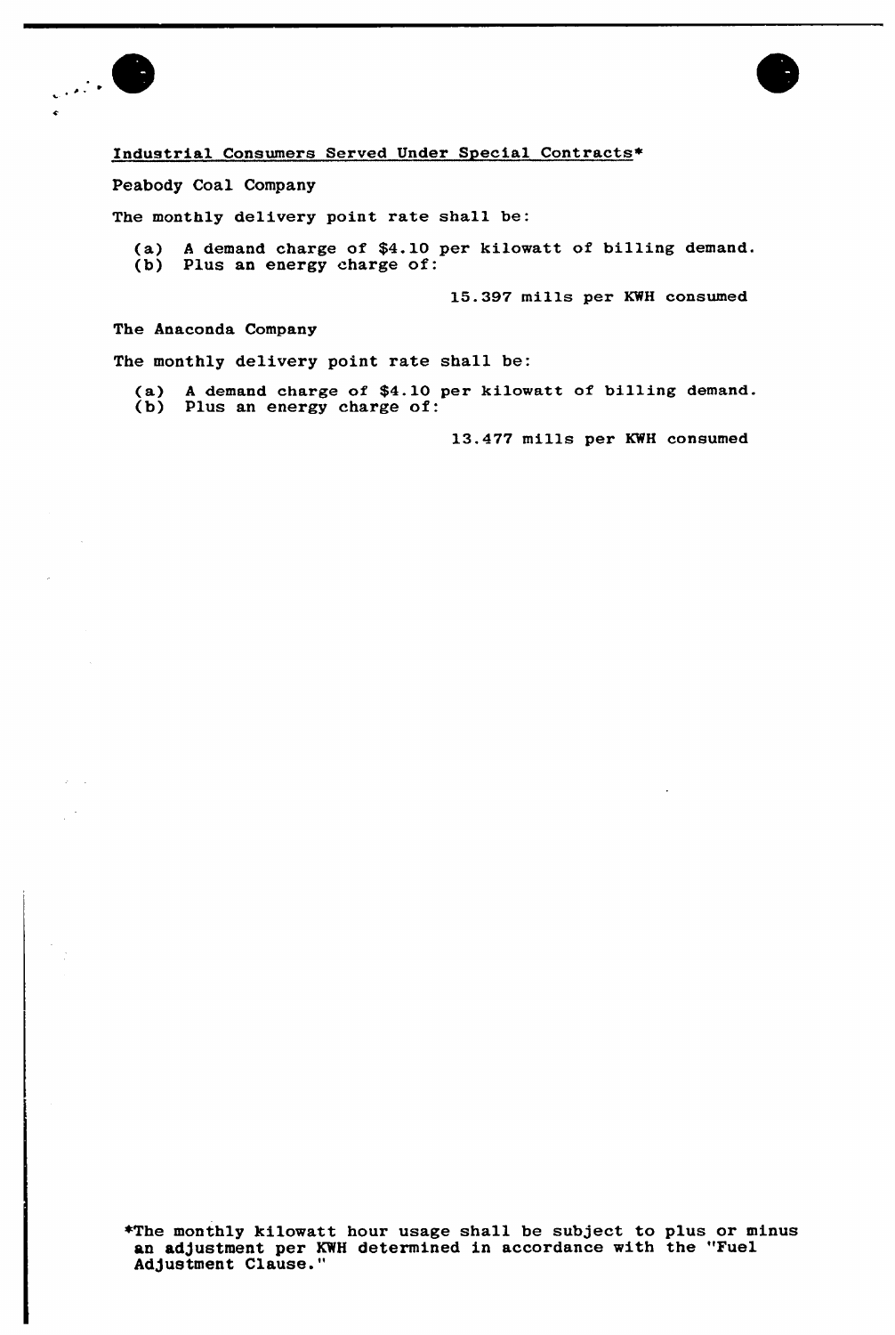<u>Industrial Consumers Served Under Special Contracts</u>*

Peabody Coal Company

The monthly delivery point rate shall be:

(a) A demand charge of $4.10 per kilowatt of billing demand.
(b) Plus an energy charge of:

15.397 mills per KWH consumed

The Anaconda Company

The monthly delivery point rate shall be:

(a) A demand charge of $4.10 per kilowatt of billing demand.
(b) Plus an energy charge of:

13.477 mills per KWH consumed

*The monthly kilowatt hour usage shall be subject to plus or minus an adjustment per KWH determined in accordance with the "Fuel Adjustment Clause."